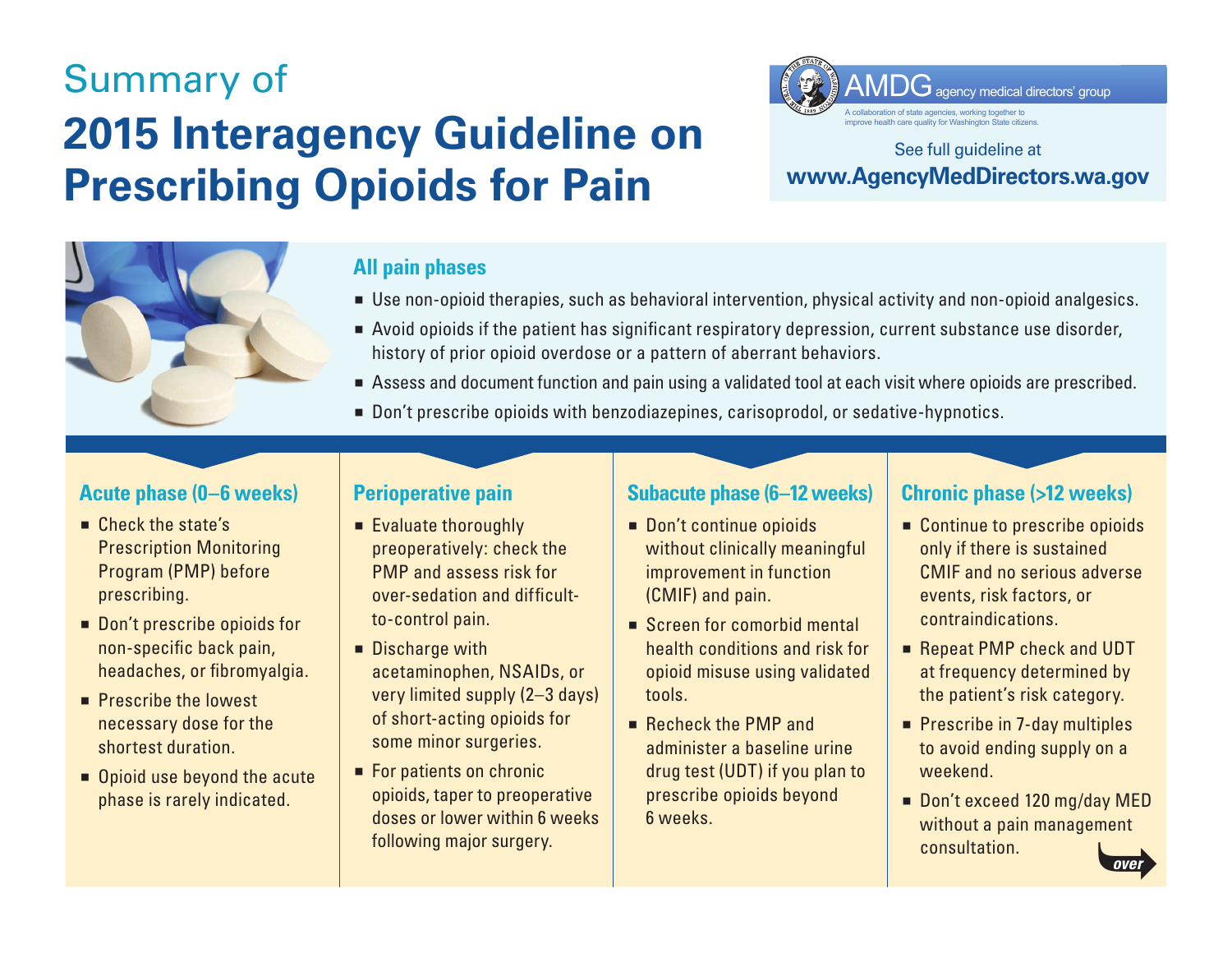# Summary of

# 2015 Interagency Guideline on Prescribing Opioids for Pain

AMDG agency medical directors' group

A collaboration of state agencies, working together to improve health care quality for Washington State citizens.

See full guideline at **www.AgencyMedDirectors.wa.gov**

## All pain phases

- Use non-opioid therapies, such as behavioral intervention, physical activity and non-opioid analgesics.
- Avoid opioids if the patient has significant respiratory depression, current substance use disorder, history of prior opioid overdose or a pattern of aberrant behaviors.
- Assess and document function and pain using a validated tool at each visit where opioids are prescribed.
- Don't prescribe opioids with benzodiazepines, carisoprodol, or sedative-hypnotics.

## Acute phase (0–6 weeks)

- Check the state's Prescription Monitoring Program (PMP) before prescribing.
- Don't prescribe opioids for non-specific back pain, headaches, or fibromyalgia.
- Prescribe the lowest necessary dose for the shortest duration.
- Opioid use beyond the acute phase is rarely indicated.

## Perioperative pain

- Evaluate thoroughly preoperatively: check the PMP and assess risk for over-sedation and difficult-to-control pain.
- Discharge with acetaminophen, NSAIDs, or very limited supply (2–3 days) of short-acting opioids for some minor surgeries.
- For patients on chronic opioids, taper to preoperative doses or lower within 6 weeks following major surgery.

## Subacute phase (6–12 weeks)

- Don't continue opioids without clinically meaningful improvement in function (CMIF) and pain.
- Screen for comorbid mental health conditions and risk for opioid misuse using validated tools.
- Recheck the PMP and administer a baseline urine drug test (UDT) if you plan to prescribe opioids beyond 6 weeks.

## Chronic phase (>12 weeks)

- Continue to prescribe opioids only if there is sustained CMIF and no serious adverse events, risk factors, or contraindications.
- Repeat PMP check and UDT at frequency determined by the patient's risk category.
- Prescribe in 7-day multiples to avoid ending supply on a weekend.
- Don't exceed 120 mg/day MED without a pain management consultation.

*over*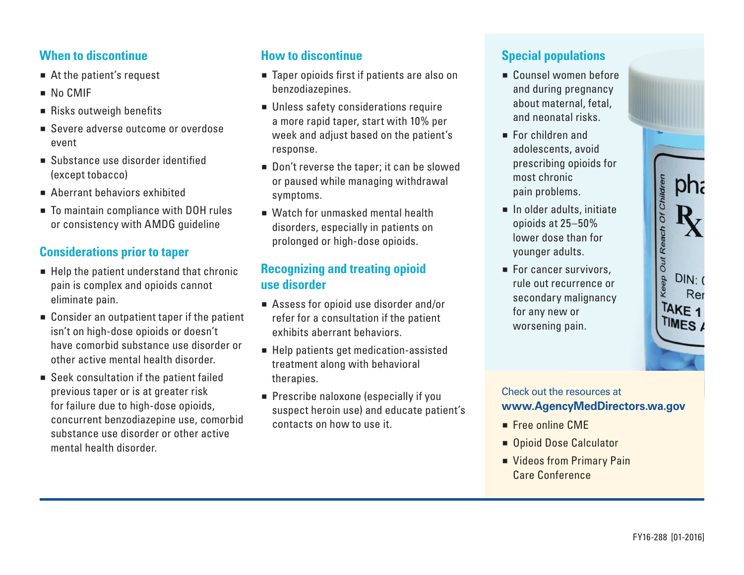## When to discontinue

- At the patient's request
- No CMIF
- Risks outweigh benefits
- Severe adverse outcome or overdose event
- Substance use disorder identified (except tobacco)
- Aberrant behaviors exhibited
- To maintain compliance with DOH rules or consistency with AMDG guideline

## Considerations prior to taper

- Help the patient understand that chronic pain is complex and opioids cannot eliminate pain.
- Consider an outpatient taper if the patient isn't on high-dose opioids or doesn't have comorbid substance use disorder or other active mental health disorder.
- Seek consultation if the patient failed previous taper or is at greater risk for failure due to high-dose opioids, concurrent benzodiazepine use, comorbid substance use disorder or other active mental health disorder.

## How to discontinue

- Taper opioids first if patients are also on benzodiazepines.
- Unless safety considerations require a more rapid taper, start with 10% per week and adjust based on the patient's response.
- Don't reverse the taper; it can be slowed or paused while managing withdrawal symptoms.
- Watch for unmasked mental health disorders, especially in patients on prolonged or high-dose opioids.

## Recognizing and treating opioid use disorder

- Assess for opioid use disorder and/or refer for a consultation if the patient exhibits aberrant behaviors.
- Help patients get medication-assisted treatment along with behavioral therapies.
- Prescribe naloxone (especially if you suspect heroin use) and educate patient's contacts on how to use it.

## Special populations

- Counsel women before and during pregnancy about maternal, fetal, and neonatal risks.
- For children and adolescents, avoid prescribing opioids for most chronic pain problems.
- In older adults, initiate opioids at 25–50% lower dose than for younger adults.
- For cancer survivors, rule out recurrence or secondary malignancy for any new or worsening pain.

Check out the resources at
**www.AgencyMedDirectors.wa.gov**

- Free online CME
- Opioid Dose Calculator
- Videos from Primary Pain Care Conference

FY16-288 [01-2016]